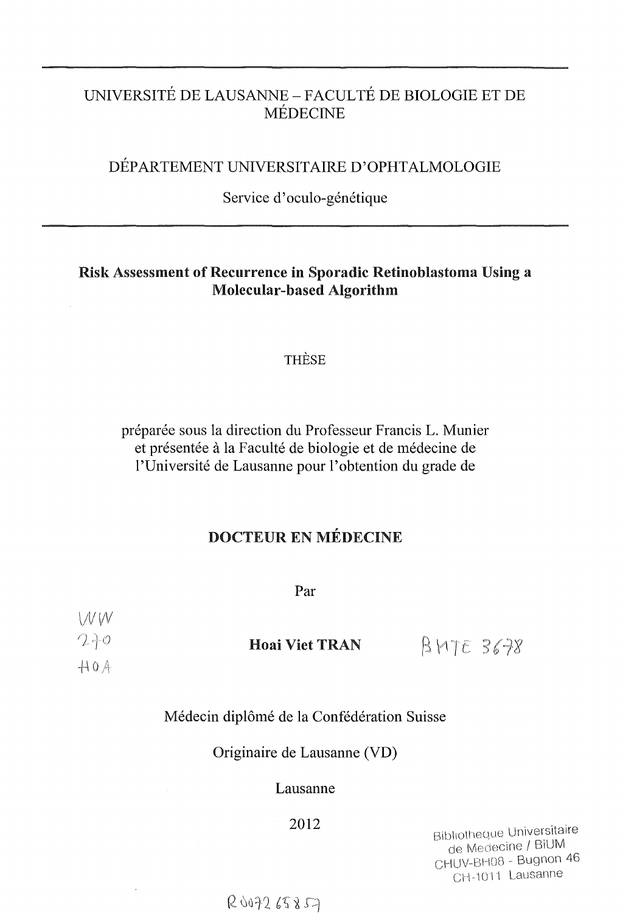UNIVERSITÉ DE LAUSANNE – FACULTÉ DE BIOLOGIE ET DE MÉDECINE

DÉPARTEMENT UNIVERSITAIRE D'OPHTALMOLOGIE

Service d'oculo-génétique

# Risk Assessment of Recurrence in Sporadic Retinoblastoma Using a Molecular-based Algorithm

THÈSE

préparée sous la direction du Professeur Francis L. Munier
et présentée à la Faculté de biologie et de médecine de
l'Université de Lausanne pour l'obtention du grade de

**DOCTEUR EN MÉDECINE**

Par

WW 270 HOA

**Hoai Viet TRAN**

BMTE 3678

Médecin diplômé de la Confédération Suisse

Originaire de Lausanne (VD)

Lausanne

2012

Bibliotheque Universitaire
de Medecine / BiUM
CHUV-BH08 - Bugnon 46
CH-1011 Lausanne

R0072 65857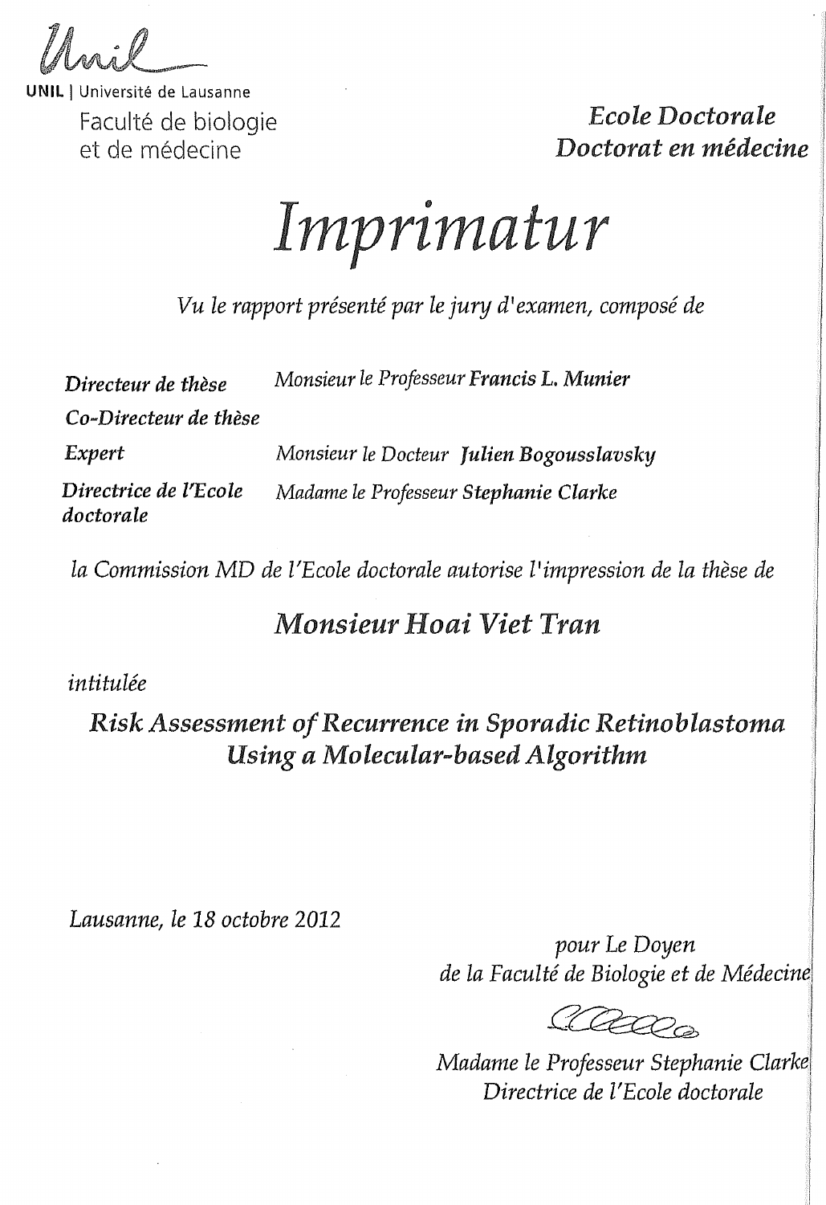**UNIL** | Université de Lausanne

Faculté de biologie
et de médecine

*Ecole Doctorale*
*Doctorat en médecine*

# *Imprimatur*

*Vu le rapport présenté par le jury d'examen, composé de*

| | |
|---|---|
| ***Directeur de thèse*** | *Monsieur le Professeur* ***Francis L. Munier*** |
| ***Co-Directeur de thèse*** | |
| ***Expert*** | *Monsieur le Docteur* ***Julien Bogousslavsky*** |
| ***Directrice de l'Ecole doctorale*** | *Madame le Professeur* ***Stephanie Clarke*** |

*la Commission MD de l'Ecole doctorale autorise l'impression de la thèse de*

## *Monsieur Hoai Viet Tran*

*intitulée*

## *Risk Assessment of Recurrence in Sporadic Retinoblastoma Using a Molecular-based Algorithm*

*Lausanne, le 18 octobre 2012*

*pour Le Doyen*
*de la Faculté de Biologie et de Médecine*

*Madame le Professeur Stephanie Clarke*
*Directrice de l'Ecole doctorale*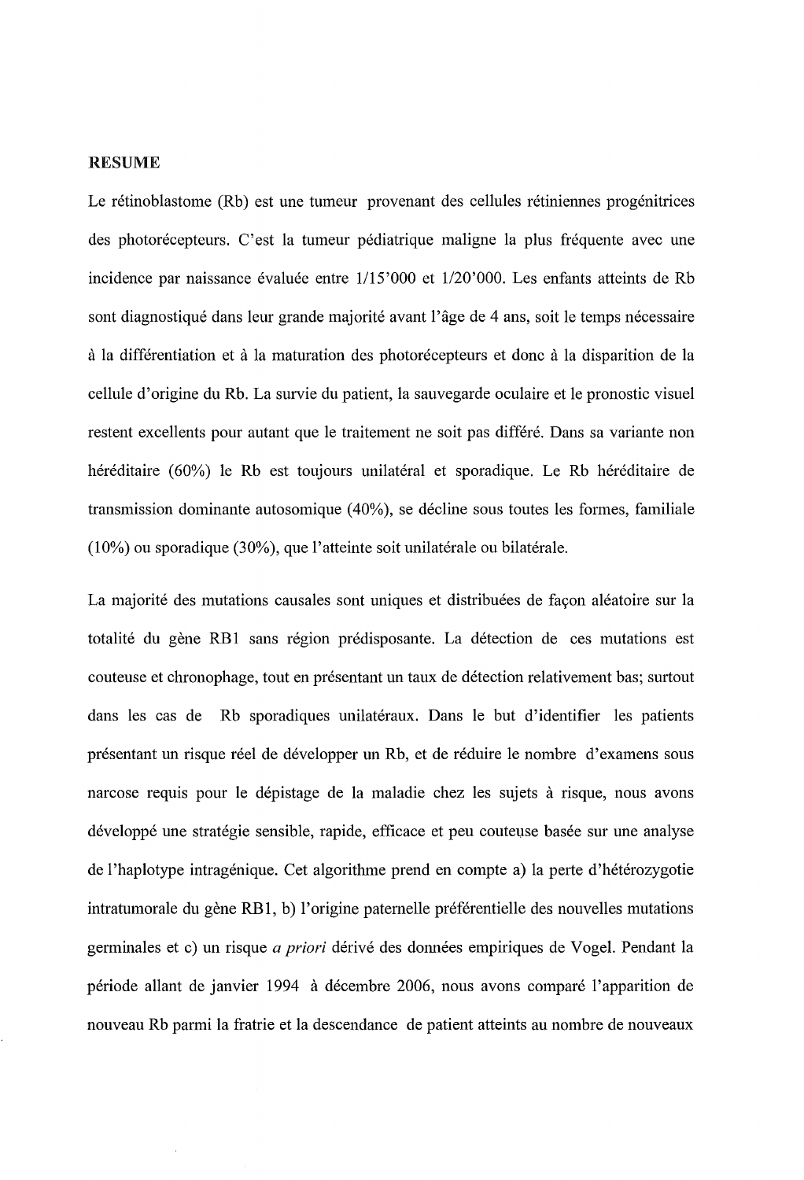**RESUME**

Le rétinoblastome (Rb) est une tumeur provenant des cellules rétiniennes progénitrices des photorécepteurs. C'est la tumeur pédiatrique maligne la plus fréquente avec une incidence par naissance évaluée entre 1/15'000 et 1/20'000. Les enfants atteints de Rb sont diagnostiqué dans leur grande majorité avant l'âge de 4 ans, soit le temps nécessaire à la différentiation et à la maturation des photorécepteurs et donc à la disparition de la cellule d'origine du Rb. La survie du patient, la sauvegarde oculaire et le pronostic visuel restent excellents pour autant que le traitement ne soit pas différé. Dans sa variante non héréditaire (60%) le Rb est toujours unilatéral et sporadique. Le Rb héréditaire de transmission dominante autosomique (40%), se décline sous toutes les formes, familiale (10%) ou sporadique (30%), que l'atteinte soit unilatérale ou bilatérale.

La majorité des mutations causales sont uniques et distribuées de façon aléatoire sur la totalité du gène RB1 sans région prédisposante. La détection de ces mutations est couteuse et chronophage, tout en présentant un taux de détection relativement bas; surtout dans les cas de Rb sporadiques unilatéraux. Dans le but d'identifier les patients présentant un risque réel de développer un Rb, et de réduire le nombre d'examens sous narcose requis pour le dépistage de la maladie chez les sujets à risque, nous avons développé une stratégie sensible, rapide, efficace et peu couteuse basée sur une analyse de l'haplotype intragénique. Cet algorithme prend en compte a) la perte d'hétérozygotie intratumorale du gène RB1, b) l'origine paternelle préférentielle des nouvelles mutations germinales et c) un risque *a priori* dérivé des données empiriques de Vogel. Pendant la période allant de janvier 1994 à décembre 2006, nous avons comparé l'apparition de nouveau Rb parmi la fratrie et la descendance de patient atteints au nombre de nouveaux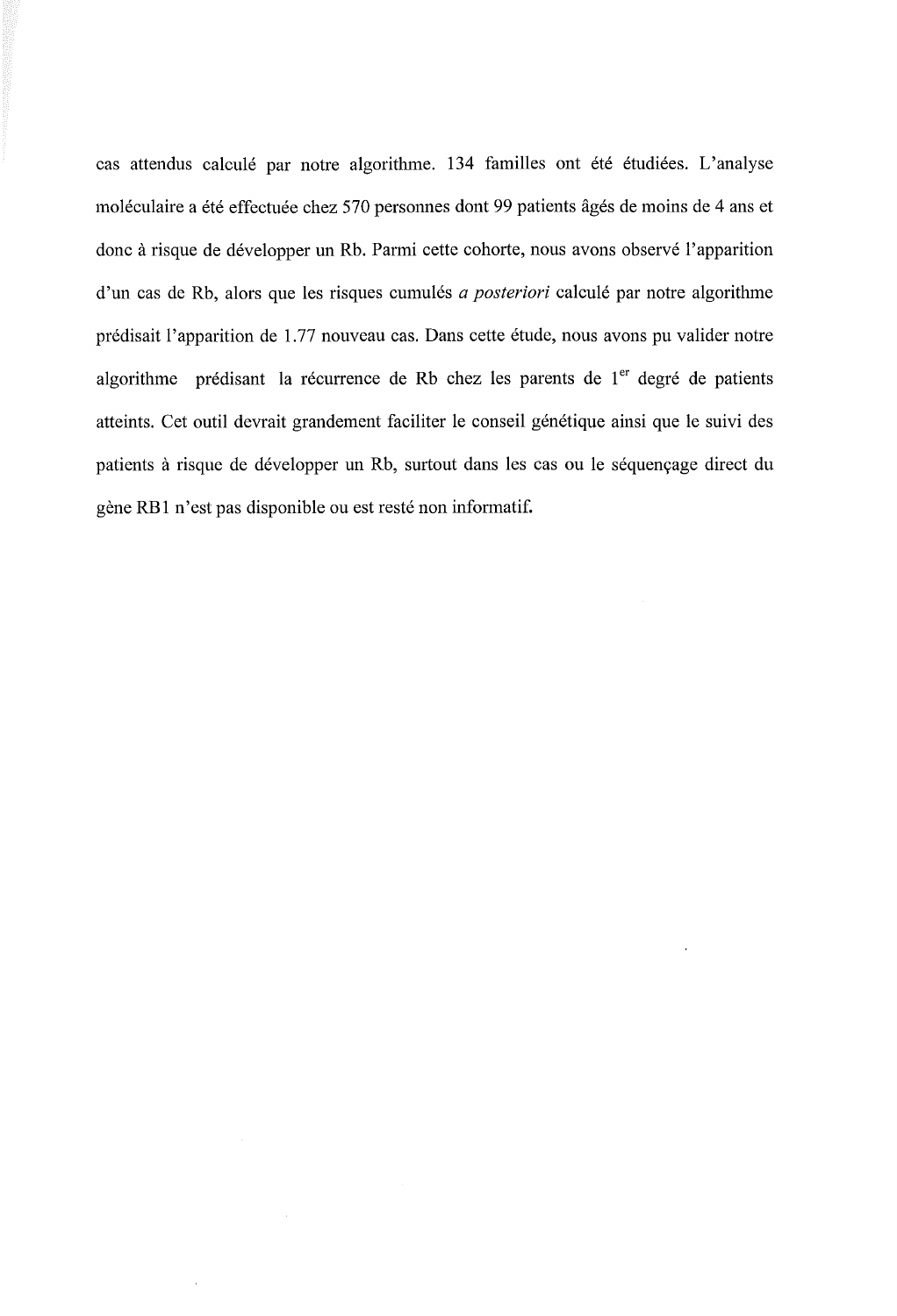cas attendus calculé par notre algorithme. 134 familles ont été étudiées. L'analyse moléculaire a été effectuée chez 570 personnes dont 99 patients âgés de moins de 4 ans et donc à risque de développer un Rb. Parmi cette cohorte, nous avons observé l'apparition d'un cas de Rb, alors que les risques cumulés *a posteriori* calculé par notre algorithme prédisait l'apparition de 1.77 nouveau cas. Dans cette étude, nous avons pu valider notre algorithme prédisant la récurrence de Rb chez les parents de 1$^{er}$ degré de patients atteints. Cet outil devrait grandement faciliter le conseil génétique ainsi que le suivi des patients à risque de développer un Rb, surtout dans les cas ou le séquençage direct du gène RB1 n'est pas disponible ou est resté non informatif.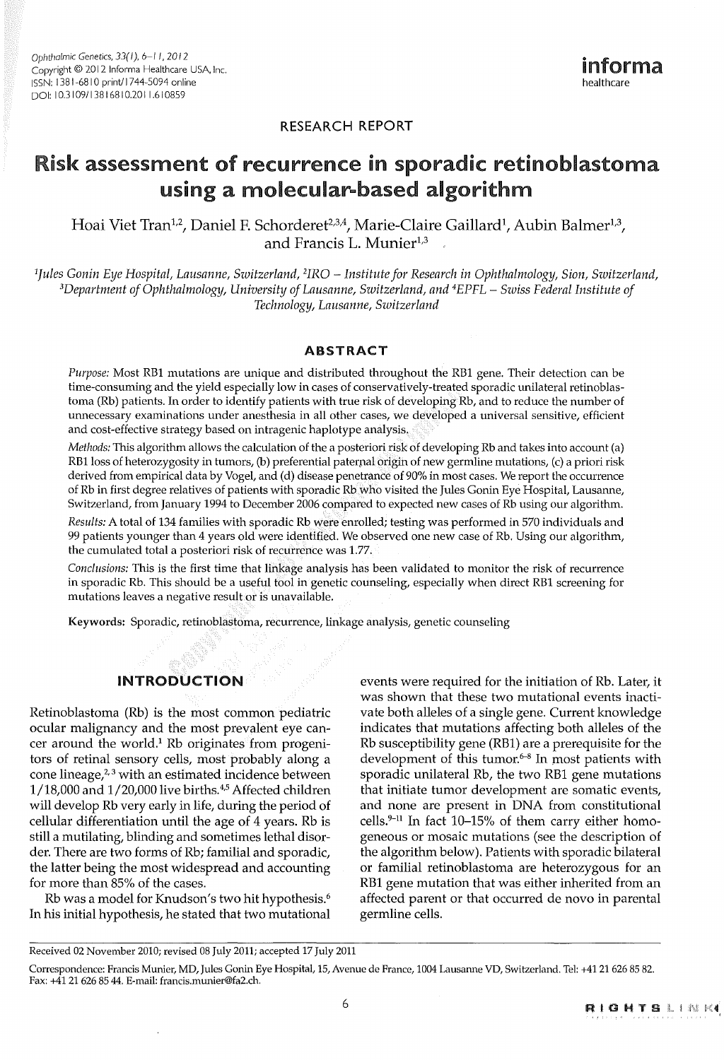RESEARCH REPORT

# Risk assessment of recurrence in sporadic retinoblastoma using a molecular-based algorithm

Hoai Viet Tran[1,2], Daniel F. Schorderet[2,3,4], Marie-Claire Gaillard[1], Aubin Balmer[1,3], and Francis L. Munier[1,3]

[1]Jules Gonin Eye Hospital, Lausanne, Switzerland, [2]IRO – Institute for Research in Ophthalmology, Sion, Switzerland, [3]Department of Ophthalmology, University of Lausanne, Switzerland, and [4]EPFL – Swiss Federal Institute of Technology, Lausanne, Switzerland

## ABSTRACT

*Purpose:* Most RB1 mutations are unique and distributed throughout the RB1 gene. Their detection can be time-consuming and the yield especially low in cases of conservatively-treated sporadic unilateral retinoblastoma (Rb) patients. In order to identify patients with true risk of developing Rb, and to reduce the number of unnecessary examinations under anesthesia in all other cases, we developed a universal sensitive, efficient and cost-effective strategy based on intragenic haplotype analysis.

*Methods:* This algorithm allows the calculation of the a posteriori risk of developing Rb and takes into account (a) RB1 loss of heterozygosity in tumors, (b) preferential paternal origin of new germline mutations, (c) a priori risk derived from empirical data by Vogel, and (d) disease penetrance of 90% in most cases. We report the occurrence of Rb in first degree relatives of patients with sporadic Rb who visited the Jules Gonin Eye Hospital, Lausanne, Switzerland, from January 1994 to December 2006 compared to expected new cases of Rb using our algorithm.

*Results:* A total of 134 families with sporadic Rb were enrolled; testing was performed in 570 individuals and 99 patients younger than 4 years old were identified. We observed one new case of Rb. Using our algorithm, the cumulated total a posteriori risk of recurrence was 1.77.

*Conclusions:* This is the first time that linkage analysis has been validated to monitor the risk of recurrence in sporadic Rb. This should be a useful tool in genetic counseling, especially when direct RB1 screening for mutations leaves a negative result or is unavailable.

**Keywords:** Sporadic, retinoblastoma, recurrence, linkage analysis, genetic counseling

## INTRODUCTION

Retinoblastoma (Rb) is the most common pediatric ocular malignancy and the most prevalent eye cancer around the world.[1] Rb originates from progenitors of retinal sensory cells, most probably along a cone lineage,[2,3] with an estimated incidence between 1/18,000 and 1/20,000 live births.[4,5] Affected children will develop Rb very early in life, during the period of cellular differentiation until the age of 4 years. Rb is still a mutilating, blinding and sometimes lethal disorder. There are two forms of Rb; familial and sporadic, the latter being the most widespread and accounting for more than 85% of the cases.

Rb was a model for Knudson's two hit hypothesis.[6] In his initial hypothesis, he stated that two mutational events were required for the initiation of Rb. Later, it was shown that these two mutational events inactivate both alleles of a single gene. Current knowledge indicates that mutations affecting both alleles of the Rb susceptibility gene (RB1) are a prerequisite for the development of this tumor.[6–8] In most patients with sporadic unilateral Rb, the two RB1 gene mutations that initiate tumor development are somatic events, and none are present in DNA from constitutional cells.[9–11] In fact 10–15% of them carry either homogeneous or mosaic mutations (see the description of the algorithm below). Patients with sporadic bilateral or familial retinoblastoma are heterozygous for an RB1 gene mutation that was either inherited from an affected parent or that occurred de novo in parental germline cells.

Received 02 November 2010; revised 08 July 2011; accepted 17 July 2011

Correspondence: Francis Munier, MD, Jules Gonin Eye Hospital, 15, Avenue de France, 1004 Lausanne VD, Switzerland. Tel: +41 21 626 85 82. Fax: +41 21 626 85 44. E-mail: francis.munier@fa2.ch.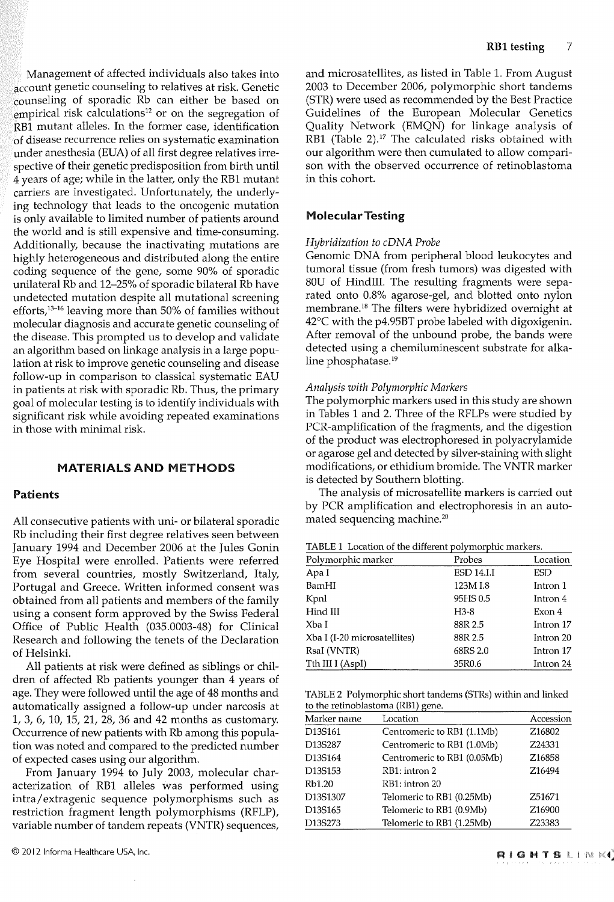Management of affected individuals also takes into account genetic counseling to relatives at risk. Genetic counseling of sporadic Rb can either be based on empirical risk calculations[12] or on the segregation of RB1 mutant alleles. In the former case, identification of disease recurrence relies on systematic examination under anesthesia (EUA) of all first degree relatives irrespective of their genetic predisposition from birth until 4 years of age; while in the latter, only the RB1 mutant carriers are investigated. Unfortunately, the underlying technology that leads to the oncogenic mutation is only available to limited number of patients around the world and is still expensive and time-consuming. Additionally, because the inactivating mutations are highly heterogeneous and distributed along the entire coding sequence of the gene, some 90% of sporadic unilateral Rb and 12–25% of sporadic bilateral Rb have undetected mutation despite all mutational screening efforts,[13–16] leaving more than 50% of families without molecular diagnosis and accurate genetic counseling of the disease. This prompted us to develop and validate an algorithm based on linkage analysis in a large population at risk to improve genetic counseling and disease follow-up in comparison to classical systematic EAU in patients at risk with sporadic Rb. Thus, the primary goal of molecular testing is to identify individuals with significant risk while avoiding repeated examinations in those with minimal risk.

## MATERIALS AND METHODS

### Patients

All consecutive patients with uni- or bilateral sporadic Rb including their first degree relatives seen between January 1994 and December 2006 at the Jules Gonin Eye Hospital were enrolled. Patients were referred from several countries, mostly Switzerland, Italy, Portugal and Greece. Written informed consent was obtained from all patients and members of the family using a consent form approved by the Swiss Federal Office of Public Health (035.0003-48) for Clinical Research and following the tenets of the Declaration of Helsinki.

All patients at risk were defined as siblings or children of affected Rb patients younger than 4 years of age. They were followed until the age of 48 months and automatically assigned a follow-up under narcosis at 1, 3, 6, 10, 15, 21, 28, 36 and 42 months as customary. Occurrence of new patients with Rb among this population was noted and compared to the predicted number of expected cases using our algorithm.

From January 1994 to July 2003, molecular characterization of RB1 alleles was performed using intra/extragenic sequence polymorphisms such as restriction fragment length polymorphisms (RFLP), variable number of tandem repeats (VNTR) sequences, and microsatellites, as listed in Table 1. From August 2003 to December 2006, polymorphic short tandems (STR) were used as recommended by the Best Practice Guidelines of the European Molecular Genetics Quality Network (EMQN) for linkage analysis of RB1 (Table 2).[17] The calculated risks obtained with our algorithm were then cumulated to allow comparison with the observed occurrence of retinoblastoma in this cohort.

### Molecular Testing

*Hybridization to cDNA Probe*
Genomic DNA from peripheral blood leukocytes and tumoral tissue (from fresh tumors) was digested with 80U of HindIII. The resulting fragments were separated onto 0.8% agarose-gel, and blotted onto nylon membrane.[18] The filters were hybridized overnight at 42°C with the p4.95BT probe labeled with digoxigenin. After removal of the unbound probe, the bands were detected using a chemiluminescent substrate for alkaline phosphatase.[19]

*Analysis with Polymorphic Markers*
The polymorphic markers used in this study are shown in Tables 1 and 2. Three of the RFLPs were studied by PCR-amplification of the fragments, and the digestion of the product was electrophoresed in polyacrylamide or agarose gel and detected by silver-staining with slight modifications, or ethidium bromide. The VNTR marker is detected by Southern blotting.

The analysis of microsatellite markers is carried out by PCR amplification and electrophoresis in an automated sequencing machine.[20]

TABLE 1 Location of the different polymorphic markers.

| Polymorphic marker | Probes | Location |
|---|---|---|
| Apa I | ESD 14.I.I | ESD |
| BamHI | 123M I.8 | Intron 1 |
| Kpnl | 95HS 0.5 | Intron 4 |
| Hind III | H3-8 | Exon 4 |
| Xba I | 88R 2.5 | Intron 17 |
| Xba I (I-20 microsatellites) | 88R 2.5 | Intron 20 |
| RsaI (VNTR) | 68RS 2.0 | Intron 17 |
| Tth III I (AspI) | 35R0.6 | Intron 24 |

TABLE 2 Polymorphic short tandems (STRs) within and linked to the retinoblastoma (RB1) gene.

| Marker name | Location | Accession |
|---|---|---|
| D13S161 | Centromeric to RB1 (1.1Mb) | Z16802 |
| D13S287 | Centromeric to RB1 (1.0Mb) | Z24331 |
| D13S164 | Centromeric to RB1 (0.05Mb) | Z16858 |
| D13S153 | RB1: intron 2 | Z16494 |
| Rb1.20 | RB1: intron 20 | |
| D13S1307 | Telomeric to RB1 (0.25Mb) | Z51671 |
| D13S165 | Telomeric to RB1 (0.9Mb) | Z16900 |
| D13S273 | Telomeric to RB1 (1.25Mb) | Z23383 |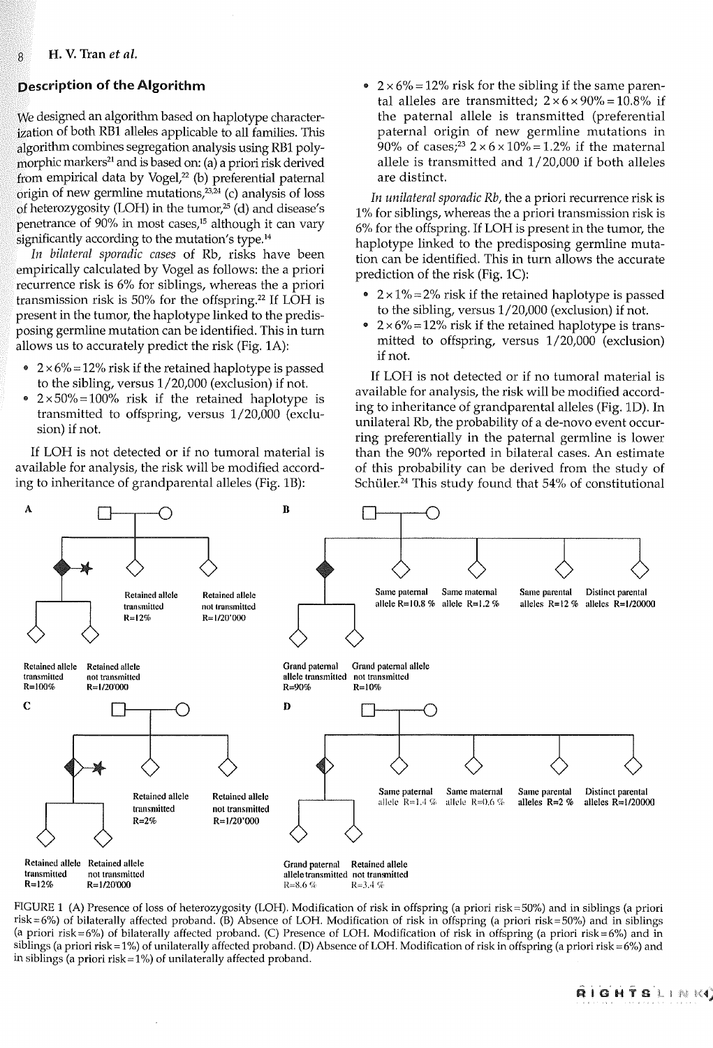## Description of the Algorithm

We designed an algorithm based on haplotype characterization of both RB1 alleles applicable to all families. This algorithm combines segregation analysis using RB1 polymorphic markers[21] and is based on: (a) a priori risk derived from empirical data by Vogel,[22] (b) preferential paternal origin of new germline mutations,[23,24] (c) analysis of loss of heterozygosity (LOH) in the tumor,[25] (d) and disease's penetrance of 90% in most cases,[15] although it can vary significantly according to the mutation's type.[14]

*In bilateral sporadic cases* of Rb, risks have been empirically calculated by Vogel as follows: the a priori recurrence risk is 6% for siblings, whereas the a priori transmission risk is 50% for the offspring.[22] If LOH is present in the tumor, the haplotype linked to the predisposing germline mutation can be identified. This in turn allows us to accurately predict the risk (Fig. 1A):

- $2 \times 6\% = 12\%$ risk if the retained haplotype is passed to the sibling, versus 1/20,000 (exclusion) if not.
- $2 \times 50\% = 100\%$ risk if the retained haplotype is transmitted to offspring, versus 1/20,000 (exclusion) if not.

If LOH is not detected or if no tumoral material is available for analysis, the risk will be modified according to inheritance of grandparental alleles (Fig. 1B):

- $2 \times 6\% = 12\%$ risk for the sibling if the same parental alleles are transmitted; $2 \times 6 \times 90\% = 10.8\%$ if the paternal allele is transmitted (preferential paternal origin of new germline mutations in 90% of cases;[23] $2 \times 6 \times 10\% = 1.2\%$ if the maternal allele is transmitted and 1/20,000 if both alleles are distinct.

*In unilateral sporadic Rb*, the a priori recurrence risk is 1% for siblings, whereas the a priori transmission risk is 6% for the offspring. If LOH is present in the tumor, the haplotype linked to the predisposing germline mutation can be identified. This in turn allows the accurate prediction of the risk (Fig. 1C):

- $2 \times 1\% = 2\%$ risk if the retained haplotype is passed to the sibling, versus 1/20,000 (exclusion) if not.
- $2 \times 6\% = 12\%$ risk if the retained haplotype is transmitted to offspring, versus 1/20,000 (exclusion) if not.

If LOH is not detected or if no tumoral material is available for analysis, the risk will be modified according to inheritance of grandparental alleles (Fig. 1D). In unilateral Rb, the probability of a de-novo event occurring preferentially in the paternal germline is lower than the 90% reported in bilateral cases. An estimate of this probability can be derived from the study of Schüler.[24] This study found that 54% of constitutional

FIGURE 1 (A) Presence of loss of heterozygosity (LOH). Modification of risk in offspring (a priori risk = 50%) and in siblings (a priori risk = 6%) of bilaterally affected proband. (B) Absence of LOH. Modification of risk in offspring (a priori risk = 50%) and in siblings (a priori risk = 6%) of bilaterally affected proband. (C) Presence of LOH. Modification of risk in offspring (a priori risk = 6%) and in siblings (a priori risk = 1%) of unilaterally affected proband. (D) Absence of LOH. Modification of risk in offspring (a priori risk = 6%) and in siblings (a priori risk = 1%) of unilaterally affected proband.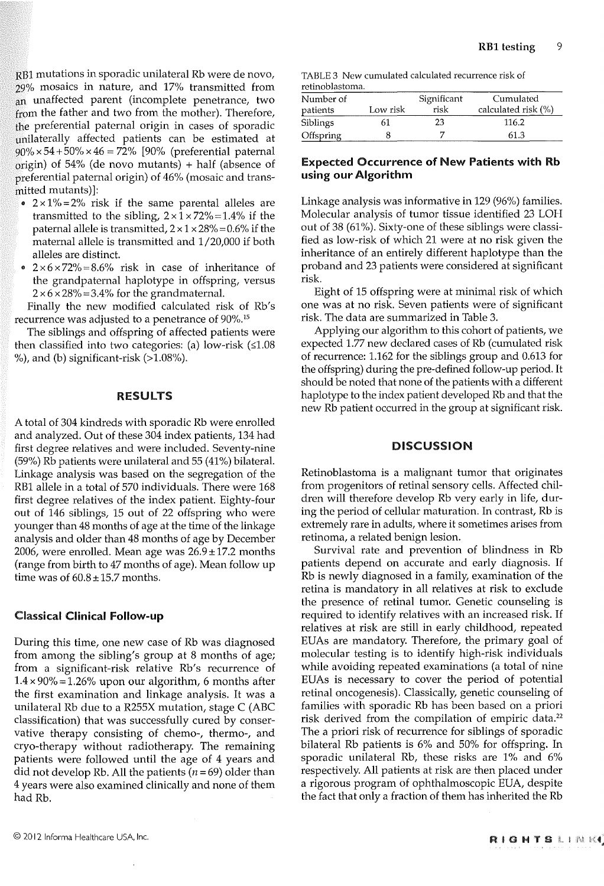RB1 mutations in sporadic unilateral Rb were de novo, 29% mosaics in nature, and 17% transmitted from an unaffected parent (incomplete penetrance, two from the father and two from the mother). Therefore, the preferential paternal origin in cases of sporadic unilaterally affected patients can be estimated at $90\% \times 54 + 50\% \times 46 = 72\%$ [90% (preferential paternal origin) of 54% (de novo mutants) + half (absence of preferential paternal origin) of 46% (mosaic and transmitted mutants)]:

- $2 \times 1\% = 2\%$ risk if the same parental alleles are transmitted to the sibling, $2 \times 1 \times 72\% = 1.4\%$ if the paternal allele is transmitted, $2 \times 1 \times 28\% = 0.6\%$ if the maternal allele is transmitted and 1/20,000 if both alleles are distinct.
- $2 \times 6 \times 72\% = 8.6\%$ risk in case of inheritance of the grandpaternal haplotype in offspring, versus $2 \times 6 \times 28\% = 3.4\%$ for the grandmaternal.

Finally the new modified calculated risk of Rb's recurrence was adjusted to a penetrance of 90%.[15]

The siblings and offspring of affected patients were then classified into two categories: (a) low-risk (≤1.08 %), and (b) significant-risk (>1.08%).

## RESULTS

A total of 304 kindreds with sporadic Rb were enrolled and analyzed. Out of these 304 index patients, 134 had first degree relatives and were included. Seventy-nine (59%) Rb patients were unilateral and 55 (41%) bilateral. Linkage analysis was based on the segregation of the RB1 allele in a total of 570 individuals. There were 168 first degree relatives of the index patient. Eighty-four out of 146 siblings, 15 out of 22 offspring who were younger than 48 months of age at the time of the linkage analysis and older than 48 months of age by December 2006, were enrolled. Mean age was $26.9 \pm 17.2$ months (range from birth to 47 months of age). Mean follow up time was of $60.8 \pm 15.7$ months.

### Classical Clinical Follow-up

During this time, one new case of Rb was diagnosed from among the sibling's group at 8 months of age; from a significant-risk relative Rb's recurrence of $1.4 \times 90\% = 1.26\%$ upon our algorithm, 6 months after the first examination and linkage analysis. It was a unilateral Rb due to a R255X mutation, stage C (ABC classification) that was successfully cured by conservative therapy consisting of chemo-, thermo-, and cryo-therapy without radiotherapy. The remaining patients were followed until the age of 4 years and did not develop Rb. All the patients ($n = 69$) older than 4 years were also examined clinically and none of them had Rb.

TABLE 3 New cumulated calculated recurrence risk of retinoblastoma.

| Number of patients | Low risk | Significant risk | Cumulated calculated risk (%) |
|---|---|---|---|
| Siblings | 61 | 23 | 116.2 |
| Offspring | 8 | 7 | 61.3 |

### Expected Occurrence of New Patients with Rb using our Algorithm

Linkage analysis was informative in 129 (96%) families. Molecular analysis of tumor tissue identified 23 LOH out of 38 (61%). Sixty-one of these siblings were classified as low-risk of which 21 were at no risk given the inheritance of an entirely different haplotype than the proband and 23 patients were considered at significant risk.

Eight of 15 offspring were at minimal risk of which one was at no risk. Seven patients were of significant risk. The data are summarized in Table 3.

Applying our algorithm to this cohort of patients, we expected 1.77 new declared cases of Rb (cumulated risk of recurrence: 1.162 for the siblings group and 0.613 for the offspring) during the pre-defined follow-up period. It should be noted that none of the patients with a different haplotype to the index patient developed Rb and that the new Rb patient occurred in the group at significant risk.

## DISCUSSION

Retinoblastoma is a malignant tumor that originates from progenitors of retinal sensory cells. Affected children will therefore develop Rb very early in life, during the period of cellular maturation. In contrast, Rb is extremely rare in adults, where it sometimes arises from retinoma, a related benign lesion.

Survival rate and prevention of blindness in Rb patients depend on accurate and early diagnosis. If Rb is newly diagnosed in a family, examination of the retina is mandatory in all relatives at risk to exclude the presence of retinal tumor. Genetic counseling is required to identify relatives with an increased risk. If relatives at risk are still in early childhood, repeated EUAs are mandatory. Therefore, the primary goal of molecular testing is to identify high-risk individuals while avoiding repeated examinations (a total of nine EUAs is necessary to cover the period of potential retinal oncogenesis). Classically, genetic counseling of families with sporadic Rb has been based on a priori risk derived from the compilation of empiric data.[22] The a priori risk of recurrence for siblings of sporadic bilateral Rb patients is 6% and 50% for offspring. In sporadic unilateral Rb, these risks are 1% and 6% respectively. All patients at risk are then placed under a rigorous program of ophthalmoscopic EUA, despite the fact that only a fraction of them has inherited the Rb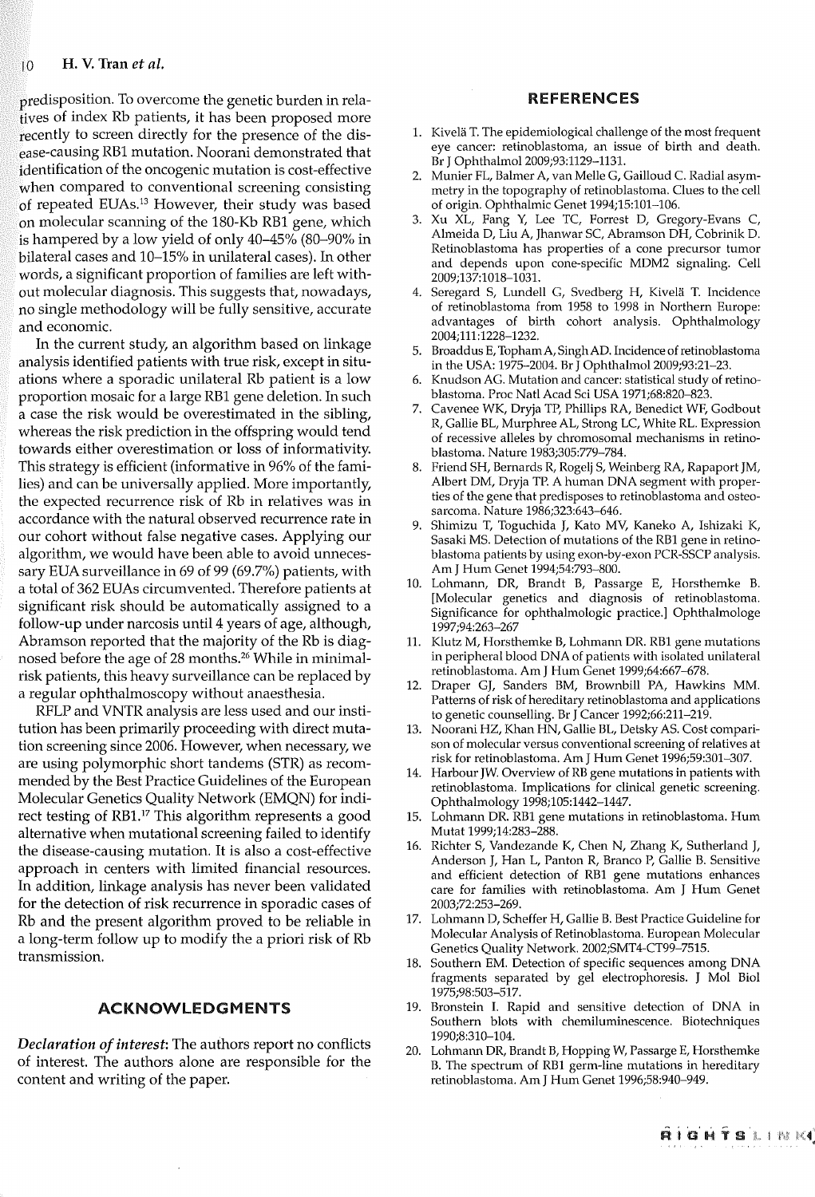predisposition. To overcome the genetic burden in relatives of index Rb patients, it has been proposed more recently to screen directly for the presence of the disease-causing RB1 mutation. Noorani demonstrated that identification of the oncogenic mutation is cost-effective when compared to conventional screening consisting of repeated EUAs.[13] However, their study was based on molecular scanning of the 180-Kb RB1 gene, which is hampered by a low yield of only 40–45% (80–90% in bilateral cases and 10–15% in unilateral cases). In other words, a significant proportion of families are left without molecular diagnosis. This suggests that, nowadays, no single methodology will be fully sensitive, accurate and economic.

In the current study, an algorithm based on linkage analysis identified patients with true risk, except in situations where a sporadic unilateral Rb patient is a low proportion mosaic for a large RB1 gene deletion. In such a case the risk would be overestimated in the sibling, whereas the risk prediction in the offspring would tend towards either overestimation or loss of informativity. This strategy is efficient (informative in 96% of the families) and can be universally applied. More importantly, the expected recurrence risk of Rb in relatives was in accordance with the natural observed recurrence rate in our cohort without false negative cases. Applying our algorithm, we would have been able to avoid unnecessary EUA surveillance in 69 of 99 (69.7%) patients, with a total of 362 EUAs circumvented. Therefore patients at significant risk should be automatically assigned to a follow-up under narcosis until 4 years of age, although, Abramson reported that the majority of the Rb is diagnosed before the age of 28 months.[26] While in minimal-risk patients, this heavy surveillance can be replaced by a regular ophthalmoscopy without anaesthesia.

RFLP and VNTR analysis are less used and our institution has been primarily proceeding with direct mutation screening since 2006. However, when necessary, we are using polymorphic short tandems (STR) as recommended by the Best Practice Guidelines of the European Molecular Genetics Quality Network (EMQN) for indirect testing of RB1.[17] This algorithm represents a good alternative when mutational screening failed to identify the disease-causing mutation. It is also a cost-effective approach in centers with limited financial resources. In addition, linkage analysis has never been validated for the detection of risk recurrence in sporadic cases of Rb and the present algorithm proved to be reliable in a long-term follow up to modify the a priori risk of Rb transmission.

## ACKNOWLEDGMENTS

*Declaration of interest*: The authors report no conflicts of interest. The authors alone are responsible for the content and writing of the paper.

## REFERENCES

1. Kivelä T. The epidemiological challenge of the most frequent eye cancer: retinoblastoma, an issue of birth and death. Br J Ophthalmol 2009;93:1129–1131.
2. Munier FL, Balmer A, van Melle G, Gailloud C. Radial asymmetry in the topography of retinoblastoma. Clues to the cell of origin. Ophthalmic Genet 1994;15:101–106.
3. Xu XL, Fang Y, Lee TC, Forrest D, Gregory-Evans C, Almeida D, Liu A, Jhanwar SC, Abramson DH, Cobrinik D. Retinoblastoma has properties of a cone precursor tumor and depends upon cone-specific MDM2 signaling. Cell 2009;137:1018–1031.
4. Seregard S, Lundell G, Svedberg H, Kivelä T. Incidence of retinoblastoma from 1958 to 1998 in Northern Europe: advantages of birth cohort analysis. Ophthalmology 2004;111:1228–1232.
5. Broaddus E, Topham A, Singh AD. Incidence of retinoblastoma in the USA: 1975–2004. Br J Ophthalmol 2009;93:21–23.
6. Knudson AG. Mutation and cancer: statistical study of retinoblastoma. Proc Natl Acad Sci USA 1971;68:820–823.
7. Cavenee WK, Dryja TP, Phillips RA, Benedict WF, Godbout R, Gallie BL, Murphree AL, Strong LC, White RL. Expression of recessive alleles by chromosomal mechanisms in retinoblastoma. Nature 1983;305:779–784.
8. Friend SH, Bernards R, Rogelj S, Weinberg RA, Rapaport JM, Albert DM, Dryja TP. A human DNA segment with properties of the gene that predisposes to retinoblastoma and osteosarcoma. Nature 1986;323:643–646.
9. Shimizu T, Toguchida J, Kato MV, Kaneko A, Ishizaki K, Sasaki MS. Detection of mutations of the RB1 gene in retinoblastoma patients by using exon-by-exon PCR-SSCP analysis. Am J Hum Genet 1994;54:793–800.
10. Lohmann, DR, Brandt B, Passarge E, Horsthemke B. [Molecular genetics and diagnosis of retinoblastoma. Significance for ophthalmologic practice.] Ophthalmologe 1997;94:263–267
11. Klutz M, Horsthemke B, Lohmann DR. RB1 gene mutations in peripheral blood DNA of patients with isolated unilateral retinoblastoma. Am J Hum Genet 1999;64:667–678.
12. Draper GJ, Sanders BM, Brownbill PA, Hawkins MM. Patterns of risk of hereditary retinoblastoma and applications to genetic counselling. Br J Cancer 1992;66:211–219.
13. Noorani HZ, Khan HN, Gallie BL, Detsky AS. Cost comparison of molecular versus conventional screening of relatives at risk for retinoblastoma. Am J Hum Genet 1996;59:301–307.
14. Harbour JW. Overview of RB gene mutations in patients with retinoblastoma. Implications for clinical genetic screening. Ophthalmology 1998;105:1442–1447.
15. Lohmann DR. RB1 gene mutations in retinoblastoma. Hum Mutat 1999;14:283–288.
16. Richter S, Vandezande K, Chen N, Zhang K, Sutherland J, Anderson J, Han L, Panton R, Branco P, Gallie B. Sensitive and efficient detection of RB1 gene mutations enhances care for families with retinoblastoma. Am J Hum Genet 2003;72:253–269.
17. Lohmann D, Scheffer H, Gallie B. Best Practice Guideline for Molecular Analysis of Retinoblastoma. European Molecular Genetics Quality Network. 2002;SMT4-CT99-7515.
18. Southern EM. Detection of specific sequences among DNA fragments separated by gel electrophoresis. J Mol Biol 1975;98:503–517.
19. Bronstein I. Rapid and sensitive detection of DNA in Southern blots with chemiluminescence. Biotechniques 1990;8:310–104.
20. Lohmann DR, Brandt B, Hopping W, Passarge E, Horsthemke B. The spectrum of RB1 germ-line mutations in hereditary retinoblastoma. Am J Hum Genet 1996;58:940–949.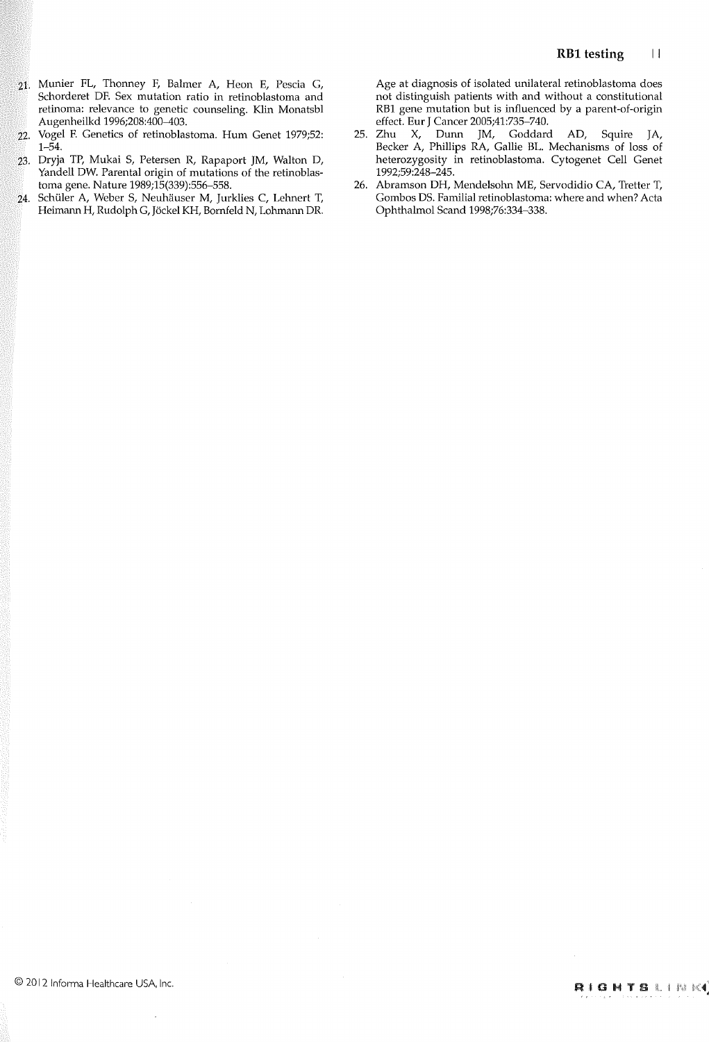21. Munier FL, Thonney F, Balmer A, Heon E, Pescia G, Schorderet DF. Sex mutation ratio in retinoblastoma and retinoma: relevance to genetic counseling. Klin Monatsbl Augenheilkd 1996;208:400–403.
22. Vogel F. Genetics of retinoblastoma. Hum Genet 1979;52: 1–54.
23. Dryja TP, Mukai S, Petersen R, Rapaport JM, Walton D, Yandell DW. Parental origin of mutations of the retinoblastoma gene. Nature 1989;15(339):556–558.
24. Schüler A, Weber S, Neuhäuser M, Jurklies C, Lehnert T, Heimann H, Rudolph G, Jöckel KH, Bornfeld N, Lohmann DR. Age at diagnosis of isolated unilateral retinoblastoma does not distinguish patients with and without a constitutional RB1 gene mutation but is influenced by a parent-of-origin effect. Eur J Cancer 2005;41:735–740.
25. Zhu X, Dunn JM, Goddard AD, Squire JA, Becker A, Phillips RA, Gallie BL. Mechanisms of loss of heterozygosity in retinoblastoma. Cytogenet Cell Genet 1992;59:248–245.
26. Abramson DH, Mendelsohn ME, Servodidio CA, Tretter T, Gombos DS. Familial retinoblastoma: where and when? Acta Ophthalmol Scand 1998;76:334–338.